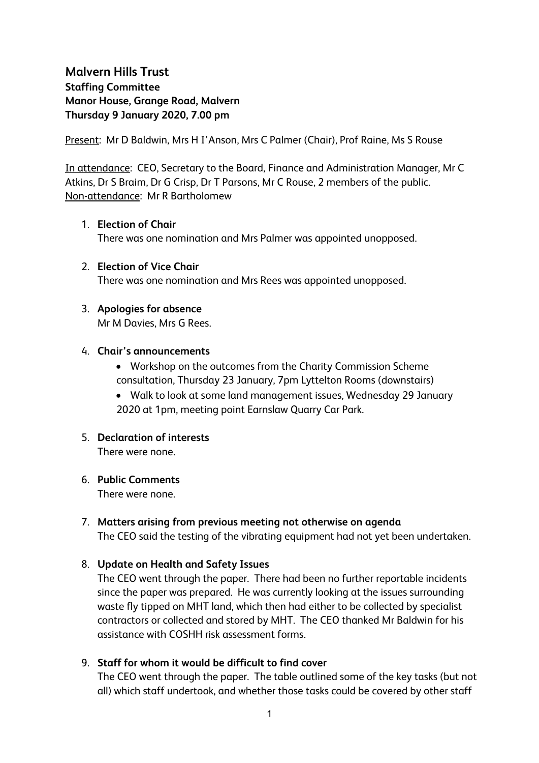# Malvern Hills Trust

**Staffing Committee**
**Manor House, Grange Road, Malvern**
**Thursday 9 January 2020, 7.00 pm**

<u>Present</u>: Mr D Baldwin, Mrs H I'Anson, Mrs C Palmer (Chair), Prof Raine, Ms S Rouse

<u>In attendance</u>: CEO, Secretary to the Board, Finance and Administration Manager, Mr C Atkins, Dr S Braim, Dr G Crisp, Dr T Parsons, Mr C Rouse, 2 members of the public.
<u>Non-attendance</u>: Mr R Bartholomew

1. **Election of Chair**
   There was one nomination and Mrs Palmer was appointed unopposed.

2. **Election of Vice Chair**
   There was one nomination and Mrs Rees was appointed unopposed.

3. **Apologies for absence**
   Mr M Davies, Mrs G Rees.

4. **Chair's announcements**
   - Workshop on the outcomes from the Charity Commission Scheme consultation, Thursday 23 January, 7pm Lyttelton Rooms (downstairs)
   - Walk to look at some land management issues, Wednesday 29 January 2020 at 1pm, meeting point Earnslaw Quarry Car Park.

5. **Declaration of interests**
   There were none.

6. **Public Comments**
   There were none.

7. **Matters arising from previous meeting not otherwise on agenda**
   The CEO said the testing of the vibrating equipment had not yet been undertaken.

8. **Update on Health and Safety Issues**
   The CEO went through the paper. There had been no further reportable incidents since the paper was prepared. He was currently looking at the issues surrounding waste fly tipped on MHT land, which then had either to be collected by specialist contractors or collected and stored by MHT. The CEO thanked Mr Baldwin for his assistance with COSHH risk assessment forms.

9. **Staff for whom it would be difficult to find cover**
   The CEO went through the paper. The table outlined some of the key tasks (but not all) which staff undertook, and whether those tasks could be covered by other staff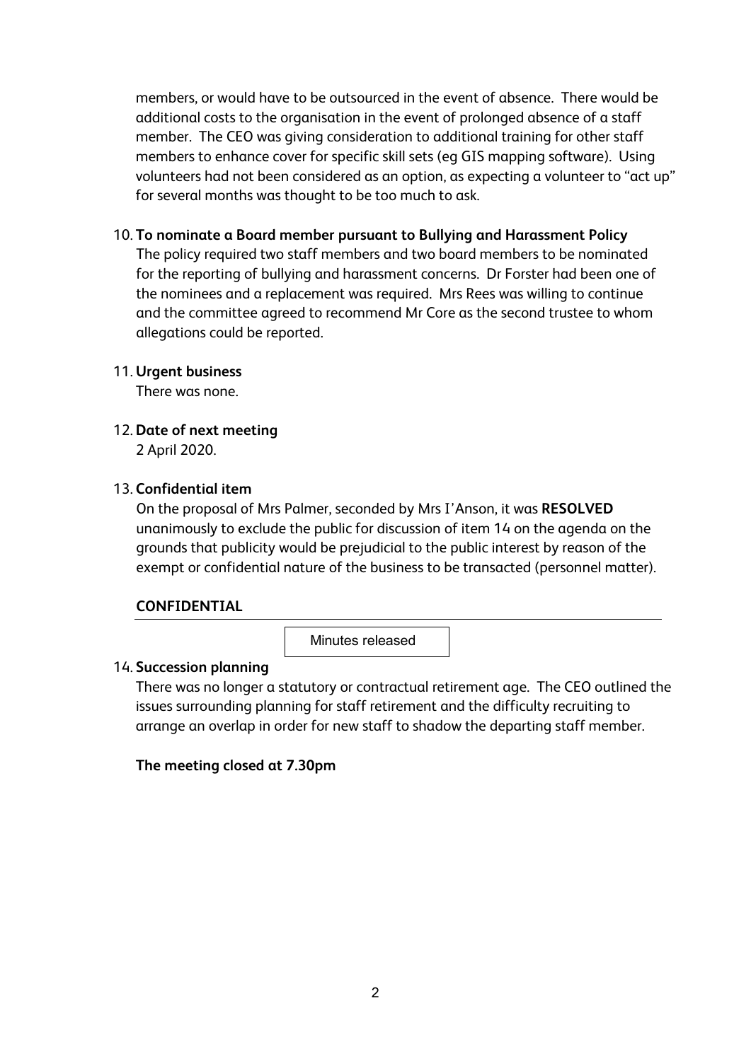members, or would have to be outsourced in the event of absence. There would be additional costs to the organisation in the event of prolonged absence of a staff member. The CEO was giving consideration to additional training for other staff members to enhance cover for specific skill sets (eg GIS mapping software). Using volunteers had not been considered as an option, as expecting a volunteer to "act up" for several months was thought to be too much to ask.

10. **To nominate a Board member pursuant to Bullying and Harassment Policy**
    The policy required two staff members and two board members to be nominated for the reporting of bullying and harassment concerns. Dr Forster had been one of the nominees and a replacement was required. Mrs Rees was willing to continue and the committee agreed to recommend Mr Core as the second trustee to whom allegations could be reported.

11. **Urgent business**
    There was none.

12. **Date of next meeting**
    2 April 2020.

13. **Confidential item**
    On the proposal of Mrs Palmer, seconded by Mrs I'Anson, it was **RESOLVED** unanimously to exclude the public for discussion of item 14 on the agenda on the grounds that publicity would be prejudicial to the public interest by reason of the exempt or confidential nature of the business to be transacted (personnel matter).

**CONFIDENTIAL**

Minutes released

14. **Succession planning**
    There was no longer a statutory or contractual retirement age. The CEO outlined the issues surrounding planning for staff retirement and the difficulty recruiting to arrange an overlap in order for new staff to shadow the departing staff member.

**The meeting closed at 7.30pm**